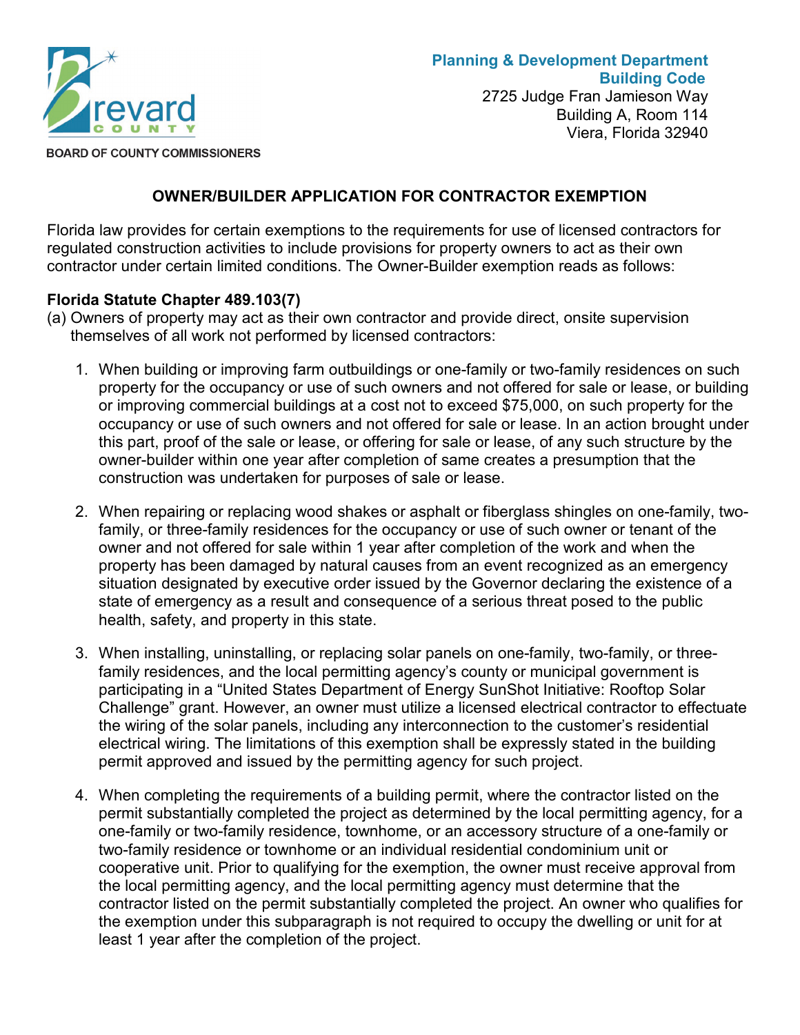Brevard County

BOARD OF COUNTY COMMISSIONERS

**Planning & Development Department**
**Building Code**
2725 Judge Fran Jamieson Way
Building A, Room 114
Viera, Florida 32940

## OWNER/BUILDER APPLICATION FOR CONTRACTOR EXEMPTION

Florida law provides for certain exemptions to the requirements for use of licensed contractors for regulated construction activities to include provisions for property owners to act as their own contractor under certain limited conditions. The Owner-Builder exemption reads as follows:

### Florida Statute Chapter 489.103(7)

(a) Owners of property may act as their own contractor and provide direct, onsite supervision themselves of all work not performed by licensed contractors:

1. When building or improving farm outbuildings or one-family or two-family residences on such property for the occupancy or use of such owners and not offered for sale or lease, or building or improving commercial buildings at a cost not to exceed $75,000, on such property for the occupancy or use of such owners and not offered for sale or lease. In an action brought under this part, proof of the sale or lease, or offering for sale or lease, of any such structure by the owner-builder within one year after completion of same creates a presumption that the construction was undertaken for purposes of sale or lease.

2. When repairing or replacing wood shakes or asphalt or fiberglass shingles on one-family, two-family, or three-family residences for the occupancy or use of such owner or tenant of the owner and not offered for sale within 1 year after completion of the work and when the property has been damaged by natural causes from an event recognized as an emergency situation designated by executive order issued by the Governor declaring the existence of a state of emergency as a result and consequence of a serious threat posed to the public health, safety, and property in this state.

3. When installing, uninstalling, or replacing solar panels on one-family, two-family, or three-family residences, and the local permitting agency's county or municipal government is participating in a "United States Department of Energy SunShot Initiative: Rooftop Solar Challenge" grant. However, an owner must utilize a licensed electrical contractor to effectuate the wiring of the solar panels, including any interconnection to the customer's residential electrical wiring. The limitations of this exemption shall be expressly stated in the building permit approved and issued by the permitting agency for such project.

4. When completing the requirements of a building permit, where the contractor listed on the permit substantially completed the project as determined by the local permitting agency, for a one-family or two-family residence, townhome, or an accessory structure of a one-family or two-family residence or townhome or an individual residential condominium unit or cooperative unit. Prior to qualifying for the exemption, the owner must receive approval from the local permitting agency, and the local permitting agency must determine that the contractor listed on the permit substantially completed the project. An owner who qualifies for the exemption under this subparagraph is not required to occupy the dwelling or unit for at least 1 year after the completion of the project.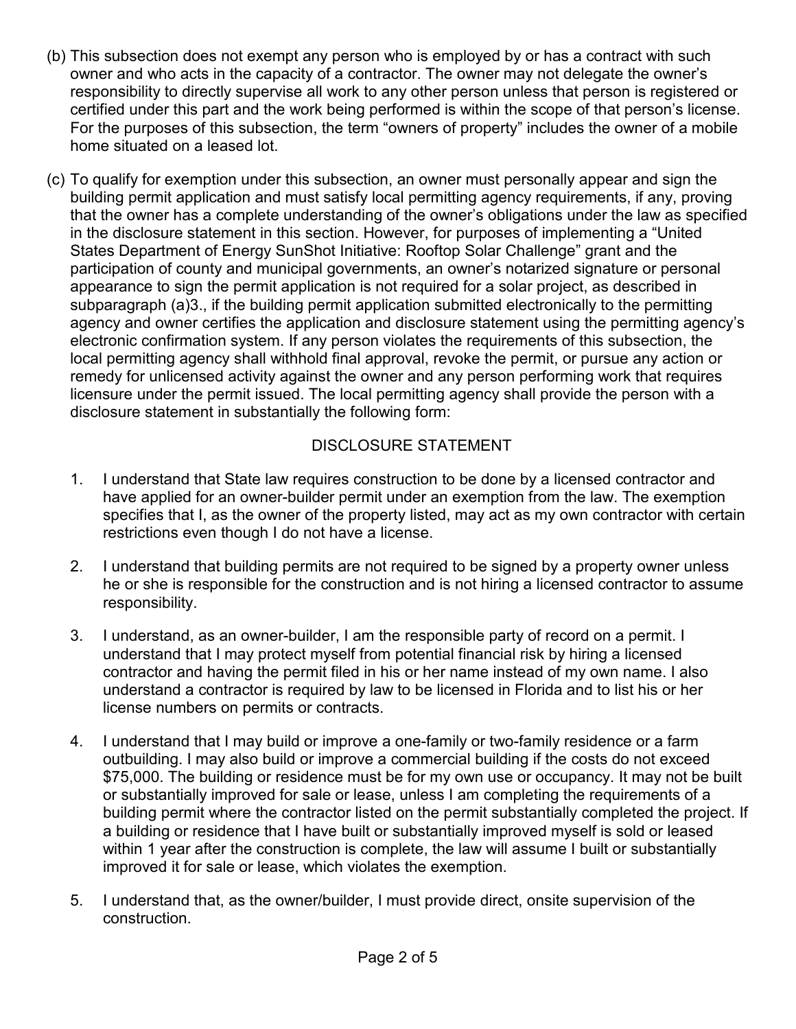(b) This subsection does not exempt any person who is employed by or has a contract with such owner and who acts in the capacity of a contractor. The owner may not delegate the owner's responsibility to directly supervise all work to any other person unless that person is registered or certified under this part and the work being performed is within the scope of that person's license. For the purposes of this subsection, the term "owners of property" includes the owner of a mobile home situated on a leased lot.

(c) To qualify for exemption under this subsection, an owner must personally appear and sign the building permit application and must satisfy local permitting agency requirements, if any, proving that the owner has a complete understanding of the owner's obligations under the law as specified in the disclosure statement in this section. However, for purposes of implementing a "United States Department of Energy SunShot Initiative: Rooftop Solar Challenge" grant and the participation of county and municipal governments, an owner's notarized signature or personal appearance to sign the permit application is not required for a solar project, as described in subparagraph (a)3., if the building permit application submitted electronically to the permitting agency and owner certifies the application and disclosure statement using the permitting agency's electronic confirmation system. If any person violates the requirements of this subsection, the local permitting agency shall withhold final approval, revoke the permit, or pursue any action or remedy for unlicensed activity against the owner and any person performing work that requires licensure under the permit issued. The local permitting agency shall provide the person with a disclosure statement in substantially the following form:

## DISCLOSURE STATEMENT

1. I understand that State law requires construction to be done by a licensed contractor and have applied for an owner-builder permit under an exemption from the law. The exemption specifies that I, as the owner of the property listed, may act as my own contractor with certain restrictions even though I do not have a license.

2. I understand that building permits are not required to be signed by a property owner unless he or she is responsible for the construction and is not hiring a licensed contractor to assume responsibility.

3. I understand, as an owner-builder, I am the responsible party of record on a permit. I understand that I may protect myself from potential financial risk by hiring a licensed contractor and having the permit filed in his or her name instead of my own name. I also understand a contractor is required by law to be licensed in Florida and to list his or her license numbers on permits or contracts.

4. I understand that I may build or improve a one-family or two-family residence or a farm outbuilding. I may also build or improve a commercial building if the costs do not exceed $75,000. The building or residence must be for my own use or occupancy. It may not be built or substantially improved for sale or lease, unless I am completing the requirements of a building permit where the contractor listed on the permit substantially completed the project. If a building or residence that I have built or substantially improved myself is sold or leased within 1 year after the construction is complete, the law will assume I built or substantially improved it for sale or lease, which violates the exemption.

5. I understand that, as the owner/builder, I must provide direct, onsite supervision of the construction.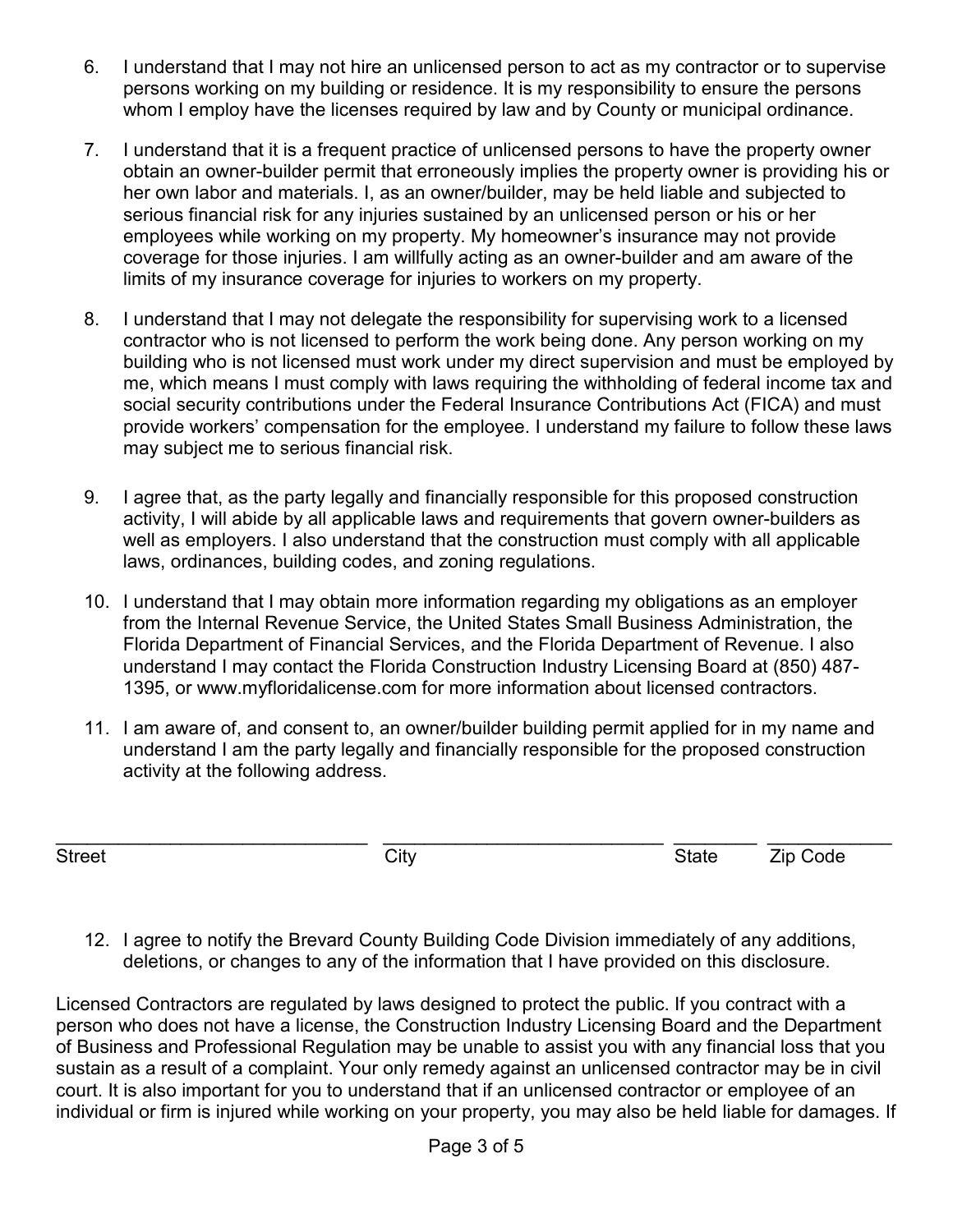6. I understand that I may not hire an unlicensed person to act as my contractor or to supervise persons working on my building or residence. It is my responsibility to ensure the persons whom I employ have the licenses required by law and by County or municipal ordinance.

7. I understand that it is a frequent practice of unlicensed persons to have the property owner obtain an owner-builder permit that erroneously implies the property owner is providing his or her own labor and materials. I, as an owner/builder, may be held liable and subjected to serious financial risk for any injuries sustained by an unlicensed person or his or her employees while working on my property. My homeowner's insurance may not provide coverage for those injuries. I am willfully acting as an owner-builder and am aware of the limits of my insurance coverage for injuries to workers on my property.

8. I understand that I may not delegate the responsibility for supervising work to a licensed contractor who is not licensed to perform the work being done. Any person working on my building who is not licensed must work under my direct supervision and must be employed by me, which means I must comply with laws requiring the withholding of federal income tax and social security contributions under the Federal Insurance Contributions Act (FICA) and must provide workers' compensation for the employee. I understand my failure to follow these laws may subject me to serious financial risk.

9. I agree that, as the party legally and financially responsible for this proposed construction activity, I will abide by all applicable laws and requirements that govern owner-builders as well as employers. I also understand that the construction must comply with all applicable laws, ordinances, building codes, and zoning regulations.

10. I understand that I may obtain more information regarding my obligations as an employer from the Internal Revenue Service, the United States Small Business Administration, the Florida Department of Financial Services, and the Florida Department of Revenue. I also understand I may contact the Florida Construction Industry Licensing Board at (850) 487-1395, or www.myfloridalicense.com for more information about licensed contractors.

11. I am aware of, and consent to, an owner/builder building permit applied for in my name and understand I am the party legally and financially responsible for the proposed construction activity at the following address.

______________________________ ___________________________ ________ ____________
Street City State Zip Code

12. I agree to notify the Brevard County Building Code Division immediately of any additions, deletions, or changes to any of the information that I have provided on this disclosure.

Licensed Contractors are regulated by laws designed to protect the public. If you contract with a person who does not have a license, the Construction Industry Licensing Board and the Department of Business and Professional Regulation may be unable to assist you with any financial loss that you sustain as a result of a complaint. Your only remedy against an unlicensed contractor may be in civil court. It is also important for you to understand that if an unlicensed contractor or employee of an individual or firm is injured while working on your property, you may also be held liable for damages. If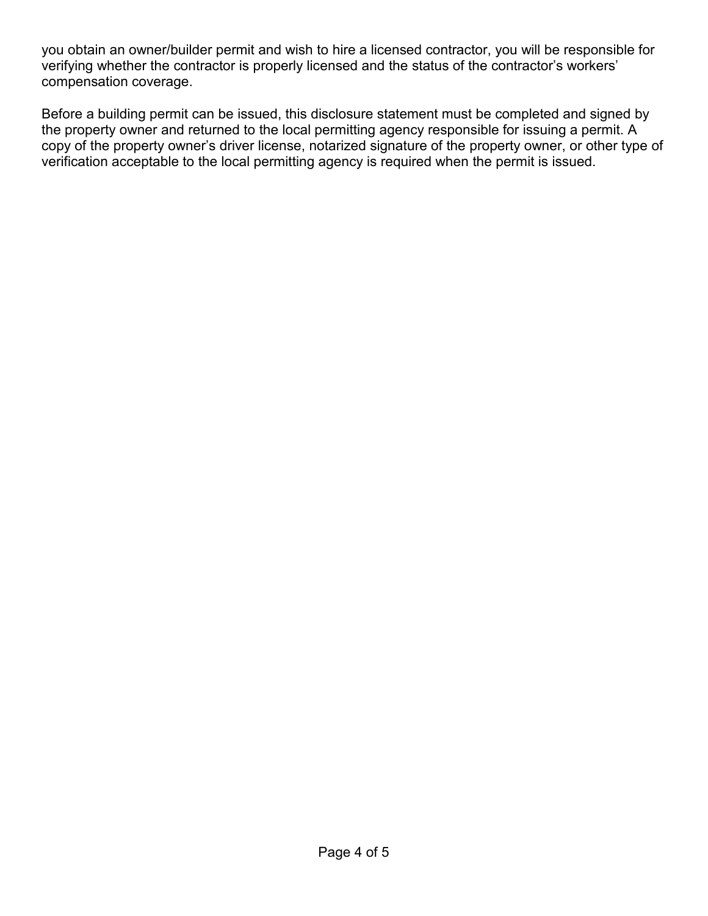you obtain an owner/builder permit and wish to hire a licensed contractor, you will be responsible for verifying whether the contractor is properly licensed and the status of the contractor's workers' compensation coverage.

Before a building permit can be issued, this disclosure statement must be completed and signed by the property owner and returned to the local permitting agency responsible for issuing a permit. A copy of the property owner's driver license, notarized signature of the property owner, or other type of verification acceptable to the local permitting agency is required when the permit is issued.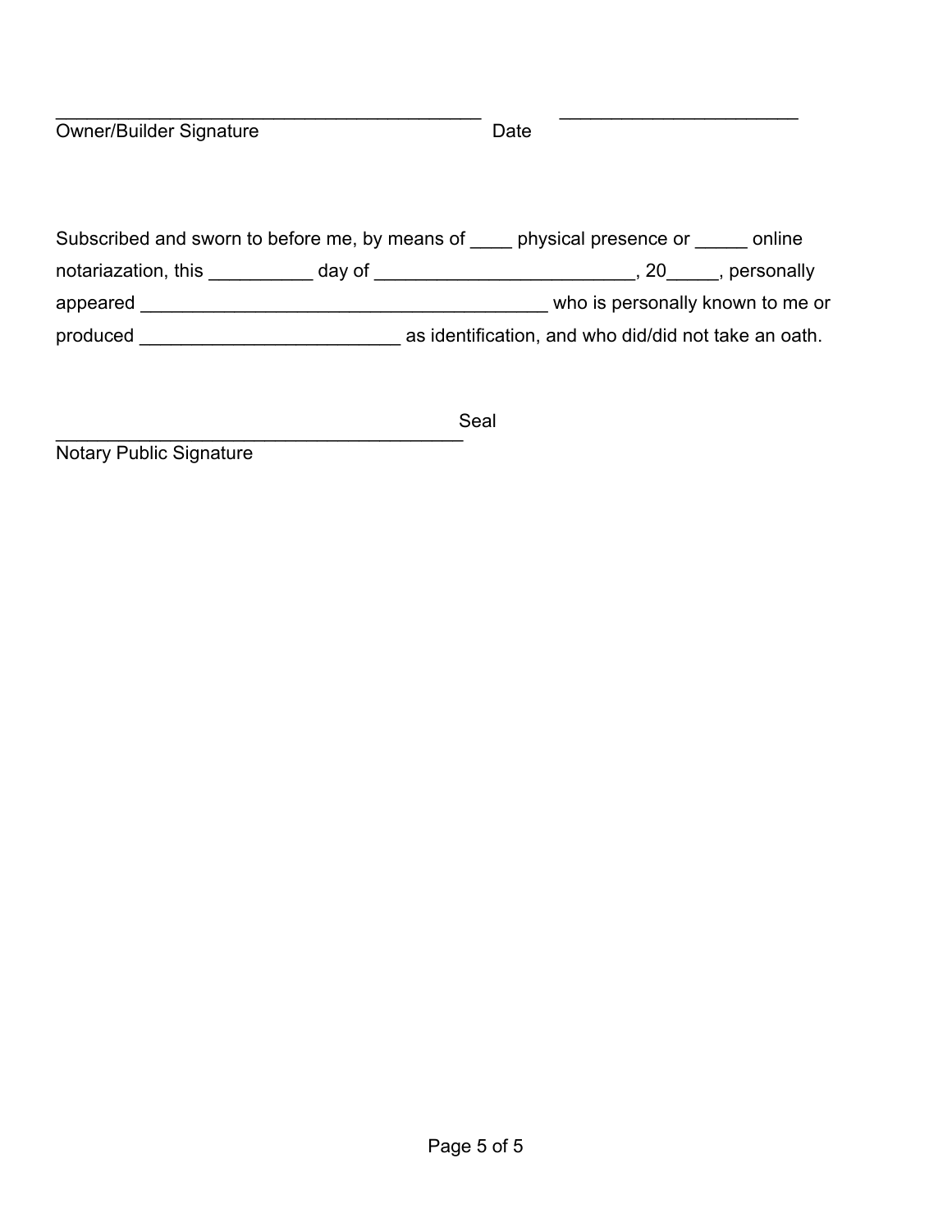__________________________________________ Owner/Builder Signature                Date _______________________

Subscribed and sworn to before me, by means of ____ physical presence or _____ online notariazation, this __________ day of _________________________, 20_____, personally appeared ________________________________________ who is personally known to me or produced _________________________ as identification, and who did/did not take an oath.

________________________________________ Seal

Notary Public Signature